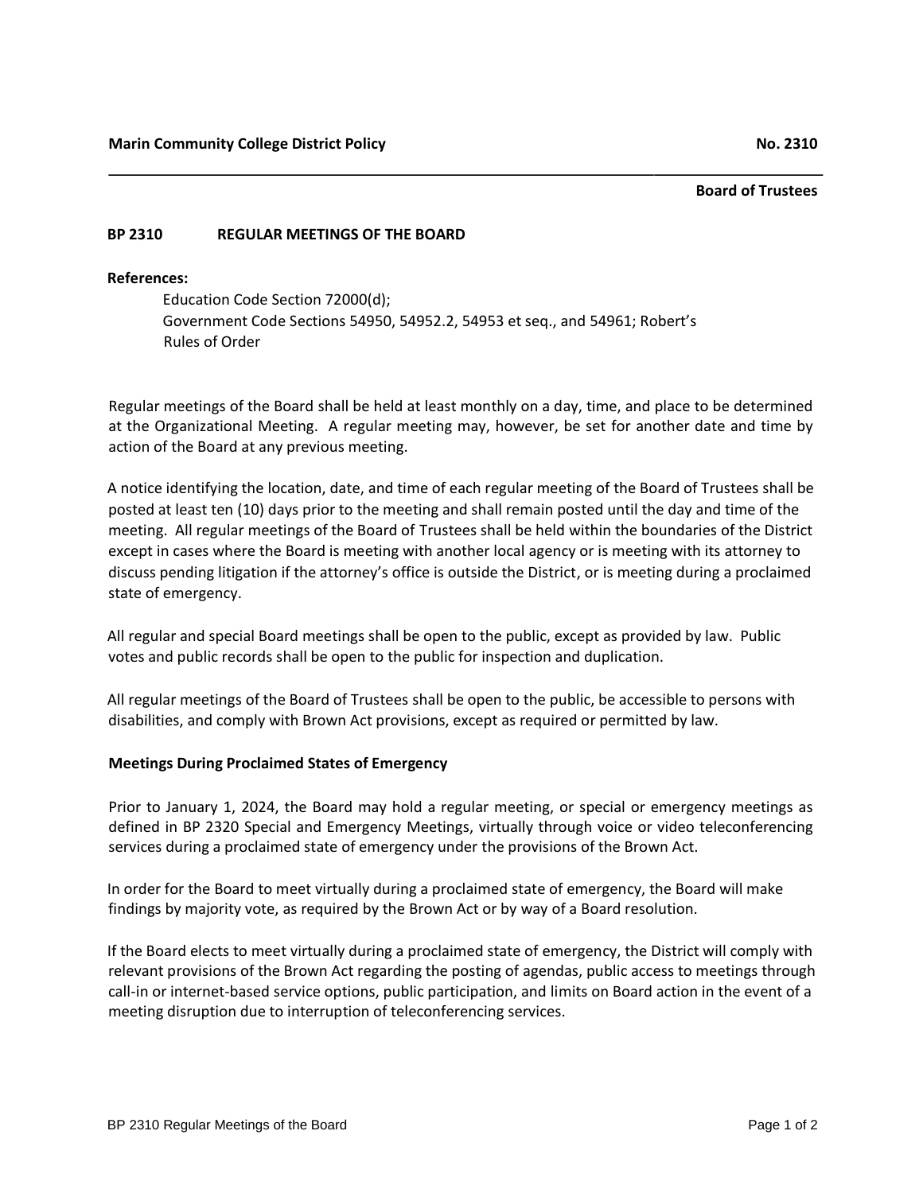**Marin Community College District Policy** **No. 2310**

**Board of Trustees**

## BP 2310 REGULAR MEETINGS OF THE BOARD

**References:**

Education Code Section 72000(d);
Government Code Sections 54950, 54952.2, 54953 et seq., and 54961; Robert's Rules of Order

Regular meetings of the Board shall be held at least monthly on a day, time, and place to be determined at the Organizational Meeting. A regular meeting may, however, be set for another date and time by action of the Board at any previous meeting.

A notice identifying the location, date, and time of each regular meeting of the Board of Trustees shall be posted at least ten (10) days prior to the meeting and shall remain posted until the day and time of the meeting. All regular meetings of the Board of Trustees shall be held within the boundaries of the District except in cases where the Board is meeting with another local agency or is meeting with its attorney to discuss pending litigation if the attorney's office is outside the District, or is meeting during a proclaimed state of emergency.

All regular and special Board meetings shall be open to the public, except as provided by law. Public votes and public records shall be open to the public for inspection and duplication.

All regular meetings of the Board of Trustees shall be open to the public, be accessible to persons with disabilities, and comply with Brown Act provisions, except as required or permitted by law.

### Meetings During Proclaimed States of Emergency

Prior to January 1, 2024, the Board may hold a regular meeting, or special or emergency meetings as defined in BP 2320 Special and Emergency Meetings, virtually through voice or video teleconferencing services during a proclaimed state of emergency under the provisions of the Brown Act.

In order for the Board to meet virtually during a proclaimed state of emergency, the Board will make findings by majority vote, as required by the Brown Act or by way of a Board resolution.

If the Board elects to meet virtually during a proclaimed state of emergency, the District will comply with relevant provisions of the Brown Act regarding the posting of agendas, public access to meetings through call-in or internet-based service options, public participation, and limits on Board action in the event of a meeting disruption due to interruption of teleconferencing services.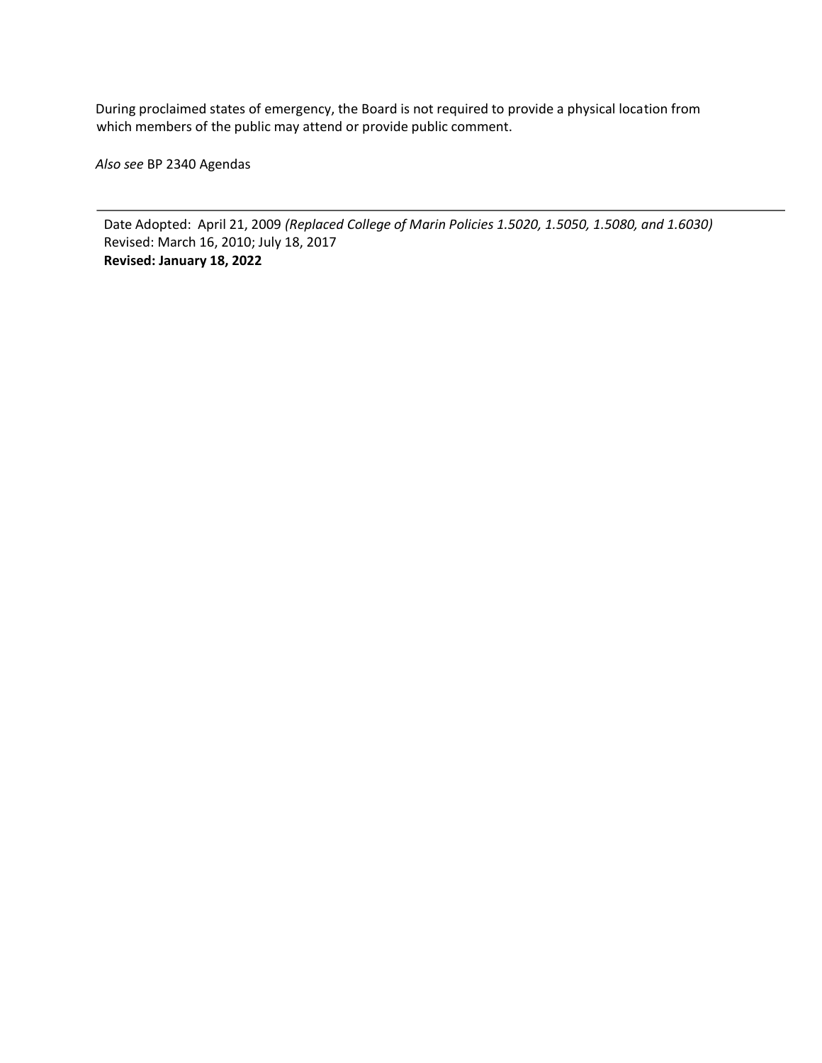During proclaimed states of emergency, the Board is not required to provide a physical location from which members of the public may attend or provide public comment.

*Also see* BP 2340 Agendas

---

Date Adopted: April 21, 2009 *(Replaced College of Marin Policies 1.5020, 1.5050, 1.5080, and 1.6030)*
Revised: March 16, 2010; July 18, 2017
**Revised: January 18, 2022**